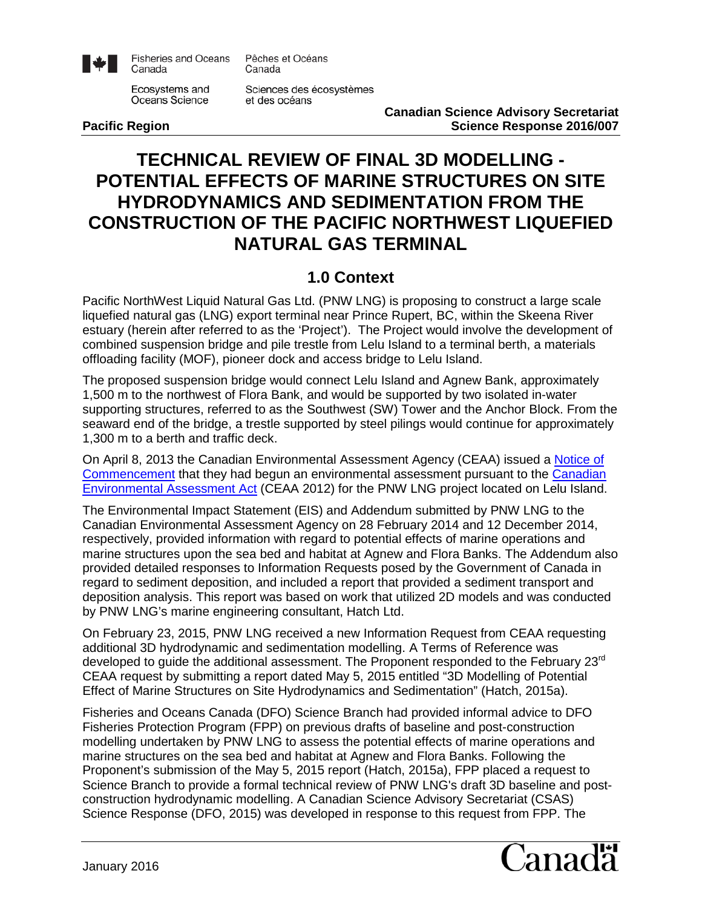Fisheries and Oceans Canada / Pêches et Océans Canada

Ecosystems and Oceans Science / Sciences des écosystèmes et des océans

**Pacific Region**

**Canadian Science Advisory Secretariat**
**Science Response 2016/007**

# TECHNICAL REVIEW OF FINAL 3D MODELLING - POTENTIAL EFFECTS OF MARINE STRUCTURES ON SITE HYDRODYNAMICS AND SEDIMENTATION FROM THE CONSTRUCTION OF THE PACIFIC NORTHWEST LIQUEFIED NATURAL GAS TERMINAL

## 1.0 Context

Pacific NorthWest Liquid Natural Gas Ltd. (PNW LNG) is proposing to construct a large scale liquefied natural gas (LNG) export terminal near Prince Rupert, BC, within the Skeena River estuary (herein after referred to as the 'Project'). The Project would involve the development of combined suspension bridge and pile trestle from Lelu Island to a terminal berth, a materials offloading facility (MOF), pioneer dock and access bridge to Lelu Island.

The proposed suspension bridge would connect Lelu Island and Agnew Bank, approximately 1,500 m to the northwest of Flora Bank, and would be supported by two isolated in-water supporting structures, referred to as the Southwest (SW) Tower and the Anchor Block. From the seaward end of the bridge, a trestle supported by steel pilings would continue for approximately 1,300 m to a berth and traffic deck.

On April 8, 2013 the Canadian Environmental Assessment Agency (CEAA) issued a Notice of Commencement that they had begun an environmental assessment pursuant to the Canadian Environmental Assessment Act (CEAA 2012) for the PNW LNG project located on Lelu Island.

The Environmental Impact Statement (EIS) and Addendum submitted by PNW LNG to the Canadian Environmental Assessment Agency on 28 February 2014 and 12 December 2014, respectively, provided information with regard to potential effects of marine operations and marine structures upon the sea bed and habitat at Agnew and Flora Banks. The Addendum also provided detailed responses to Information Requests posed by the Government of Canada in regard to sediment deposition, and included a report that provided a sediment transport and deposition analysis. This report was based on work that utilized 2D models and was conducted by PNW LNG's marine engineering consultant, Hatch Ltd.

On February 23, 2015, PNW LNG received a new Information Request from CEAA requesting additional 3D hydrodynamic and sedimentation modelling. A Terms of Reference was developed to guide the additional assessment. The Proponent responded to the February 23rd CEAA request by submitting a report dated May 5, 2015 entitled "3D Modelling of Potential Effect of Marine Structures on Site Hydrodynamics and Sedimentation" (Hatch, 2015a).

Fisheries and Oceans Canada (DFO) Science Branch had provided informal advice to DFO Fisheries Protection Program (FPP) on previous drafts of baseline and post-construction modelling undertaken by PNW LNG to assess the potential effects of marine operations and marine structures on the sea bed and habitat at Agnew and Flora Banks. Following the Proponent's submission of the May 5, 2015 report (Hatch, 2015a), FPP placed a request to Science Branch to provide a formal technical review of PNW LNG's draft 3D baseline and post-construction hydrodynamic modelling. A Canadian Science Advisory Secretariat (CSAS) Science Response (DFO, 2015) was developed in response to this request from FPP. The

January 2016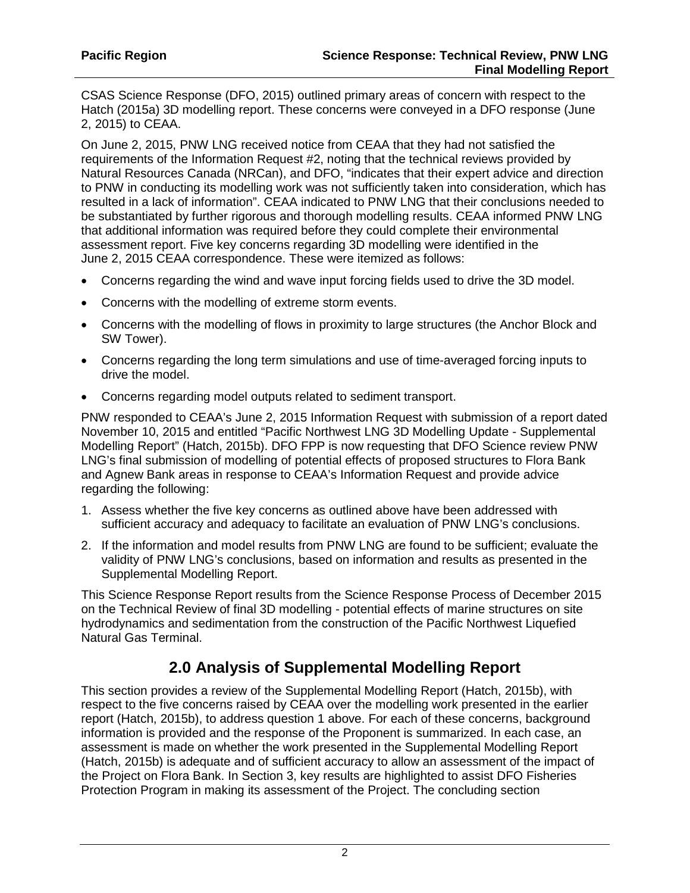CSAS Science Response (DFO, 2015) outlined primary areas of concern with respect to the Hatch (2015a) 3D modelling report. These concerns were conveyed in a DFO response (June 2, 2015) to CEAA.

On June 2, 2015, PNW LNG received notice from CEAA that they had not satisfied the requirements of the Information Request #2, noting that the technical reviews provided by Natural Resources Canada (NRCan), and DFO, "indicates that their expert advice and direction to PNW in conducting its modelling work was not sufficiently taken into consideration, which has resulted in a lack of information". CEAA indicated to PNW LNG that their conclusions needed to be substantiated by further rigorous and thorough modelling results. CEAA informed PNW LNG that additional information was required before they could complete their environmental assessment report. Five key concerns regarding 3D modelling were identified in the June 2, 2015 CEAA correspondence. These were itemized as follows:

- Concerns regarding the wind and wave input forcing fields used to drive the 3D model.
- Concerns with the modelling of extreme storm events.
- Concerns with the modelling of flows in proximity to large structures (the Anchor Block and SW Tower).
- Concerns regarding the long term simulations and use of time-averaged forcing inputs to drive the model.
- Concerns regarding model outputs related to sediment transport.

PNW responded to CEAA's June 2, 2015 Information Request with submission of a report dated November 10, 2015 and entitled "Pacific Northwest LNG 3D Modelling Update - Supplemental Modelling Report" (Hatch, 2015b). DFO FPP is now requesting that DFO Science review PNW LNG's final submission of modelling of potential effects of proposed structures to Flora Bank and Agnew Bank areas in response to CEAA's Information Request and provide advice regarding the following:

1. Assess whether the five key concerns as outlined above have been addressed with sufficient accuracy and adequacy to facilitate an evaluation of PNW LNG's conclusions.
2. If the information and model results from PNW LNG are found to be sufficient; evaluate the validity of PNW LNG's conclusions, based on information and results as presented in the Supplemental Modelling Report.

This Science Response Report results from the Science Response Process of December 2015 on the Technical Review of final 3D modelling - potential effects of marine structures on site hydrodynamics and sedimentation from the construction of the Pacific Northwest Liquefied Natural Gas Terminal.

## 2.0 Analysis of Supplemental Modelling Report

This section provides a review of the Supplemental Modelling Report (Hatch, 2015b), with respect to the five concerns raised by CEAA over the modelling work presented in the earlier report (Hatch, 2015b), to address question 1 above. For each of these concerns, background information is provided and the response of the Proponent is summarized. In each case, an assessment is made on whether the work presented in the Supplemental Modelling Report (Hatch, 2015b) is adequate and of sufficient accuracy to allow an assessment of the impact of the Project on Flora Bank. In Section 3, key results are highlighted to assist DFO Fisheries Protection Program in making its assessment of the Project. The concluding section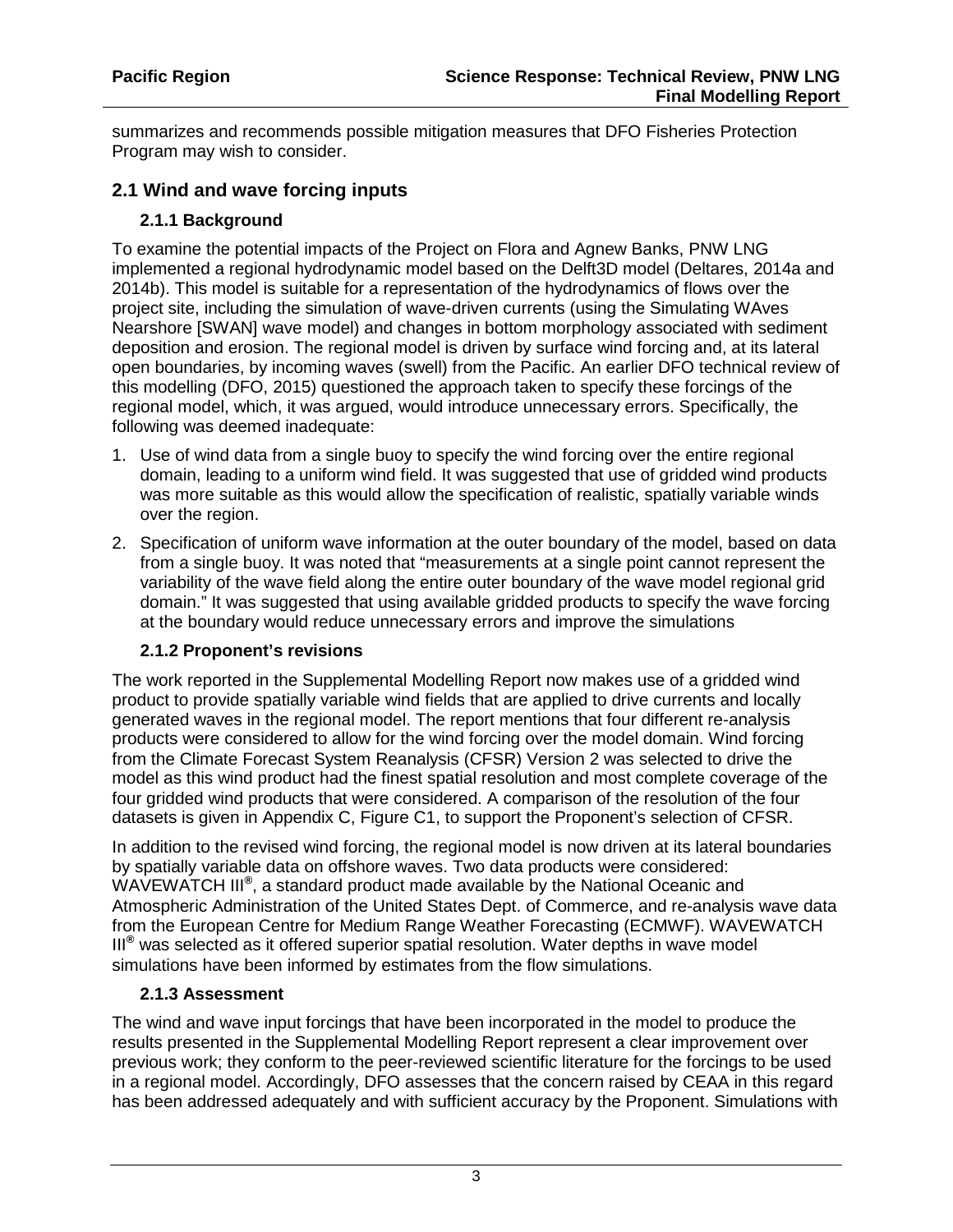summarizes and recommends possible mitigation measures that DFO Fisheries Protection Program may wish to consider.

## 2.1 Wind and wave forcing inputs

### 2.1.1 Background

To examine the potential impacts of the Project on Flora and Agnew Banks, PNW LNG implemented a regional hydrodynamic model based on the Delft3D model (Deltares, 2014a and 2014b). This model is suitable for a representation of the hydrodynamics of flows over the project site, including the simulation of wave-driven currents (using the Simulating WAves Nearshore [SWAN] wave model) and changes in bottom morphology associated with sediment deposition and erosion. The regional model is driven by surface wind forcing and, at its lateral open boundaries, by incoming waves (swell) from the Pacific. An earlier DFO technical review of this modelling (DFO, 2015) questioned the approach taken to specify these forcings of the regional model, which, it was argued, would introduce unnecessary errors. Specifically, the following was deemed inadequate:

1. Use of wind data from a single buoy to specify the wind forcing over the entire regional domain, leading to a uniform wind field. It was suggested that use of gridded wind products was more suitable as this would allow the specification of realistic, spatially variable winds over the region.
2. Specification of uniform wave information at the outer boundary of the model, based on data from a single buoy. It was noted that "measurements at a single point cannot represent the variability of the wave field along the entire outer boundary of the wave model regional grid domain." It was suggested that using available gridded products to specify the wave forcing at the boundary would reduce unnecessary errors and improve the simulations

### 2.1.2 Proponent's revisions

The work reported in the Supplemental Modelling Report now makes use of a gridded wind product to provide spatially variable wind fields that are applied to drive currents and locally generated waves in the regional model. The report mentions that four different re-analysis products were considered to allow for the wind forcing over the model domain. Wind forcing from the Climate Forecast System Reanalysis (CFSR) Version 2 was selected to drive the model as this wind product had the finest spatial resolution and most complete coverage of the four gridded wind products that were considered. A comparison of the resolution of the four datasets is given in Appendix C, Figure C1, to support the Proponent's selection of CFSR.

In addition to the revised wind forcing, the regional model is now driven at its lateral boundaries by spatially variable data on offshore waves. Two data products were considered: WAVEWATCH III®, a standard product made available by the National Oceanic and Atmospheric Administration of the United States Dept. of Commerce, and re-analysis wave data from the European Centre for Medium Range Weather Forecasting (ECMWF). WAVEWATCH III® was selected as it offered superior spatial resolution. Water depths in wave model simulations have been informed by estimates from the flow simulations.

### 2.1.3 Assessment

The wind and wave input forcings that have been incorporated in the model to produce the results presented in the Supplemental Modelling Report represent a clear improvement over previous work; they conform to the peer-reviewed scientific literature for the forcings to be used in a regional model. Accordingly, DFO assesses that the concern raised by CEAA in this regard has been addressed adequately and with sufficient accuracy by the Proponent. Simulations with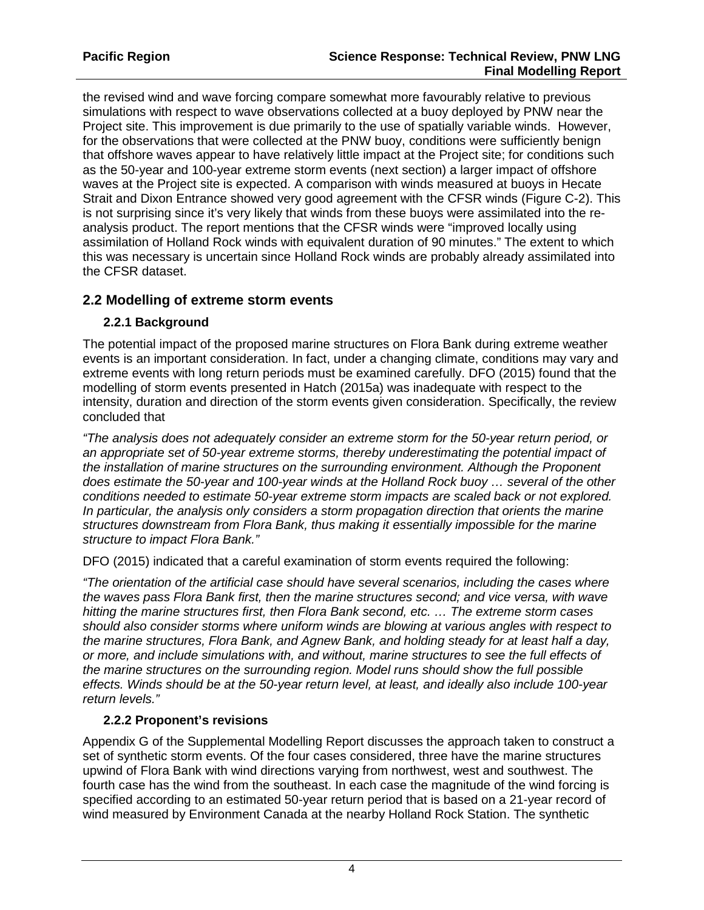the revised wind and wave forcing compare somewhat more favourably relative to previous simulations with respect to wave observations collected at a buoy deployed by PNW near the Project site. This improvement is due primarily to the use of spatially variable winds. However, for the observations that were collected at the PNW buoy, conditions were sufficiently benign that offshore waves appear to have relatively little impact at the Project site; for conditions such as the 50-year and 100-year extreme storm events (next section) a larger impact of offshore waves at the Project site is expected. A comparison with winds measured at buoys in Hecate Strait and Dixon Entrance showed very good agreement with the CFSR winds (Figure C-2). This is not surprising since it's very likely that winds from these buoys were assimilated into the re-analysis product. The report mentions that the CFSR winds were "improved locally using assimilation of Holland Rock winds with equivalent duration of 90 minutes." The extent to which this was necessary is uncertain since Holland Rock winds are probably already assimilated into the CFSR dataset.

## 2.2 Modelling of extreme storm events

### 2.2.1 Background

The potential impact of the proposed marine structures on Flora Bank during extreme weather events is an important consideration. In fact, under a changing climate, conditions may vary and extreme events with long return periods must be examined carefully. DFO (2015) found that the modelling of storm events presented in Hatch (2015a) was inadequate with respect to the intensity, duration and direction of the storm events given consideration. Specifically, the review concluded that

*"The analysis does not adequately consider an extreme storm for the 50-year return period, or an appropriate set of 50-year extreme storms, thereby underestimating the potential impact of the installation of marine structures on the surrounding environment. Although the Proponent does estimate the 50-year and 100-year winds at the Holland Rock buoy … several of the other conditions needed to estimate 50-year extreme storm impacts are scaled back or not explored. In particular, the analysis only considers a storm propagation direction that orients the marine structures downstream from Flora Bank, thus making it essentially impossible for the marine structure to impact Flora Bank."*

DFO (2015) indicated that a careful examination of storm events required the following:

*"The orientation of the artificial case should have several scenarios, including the cases where the waves pass Flora Bank first, then the marine structures second; and vice versa, with wave hitting the marine structures first, then Flora Bank second, etc. … The extreme storm cases should also consider storms where uniform winds are blowing at various angles with respect to the marine structures, Flora Bank, and Agnew Bank, and holding steady for at least half a day, or more, and include simulations with, and without, marine structures to see the full effects of the marine structures on the surrounding region. Model runs should show the full possible effects. Winds should be at the 50-year return level, at least, and ideally also include 100-year return levels."*

### 2.2.2 Proponent's revisions

Appendix G of the Supplemental Modelling Report discusses the approach taken to construct a set of synthetic storm events. Of the four cases considered, three have the marine structures upwind of Flora Bank with wind directions varying from northwest, west and southwest. The fourth case has the wind from the southeast. In each case the magnitude of the wind forcing is specified according to an estimated 50-year return period that is based on a 21-year record of wind measured by Environment Canada at the nearby Holland Rock Station. The synthetic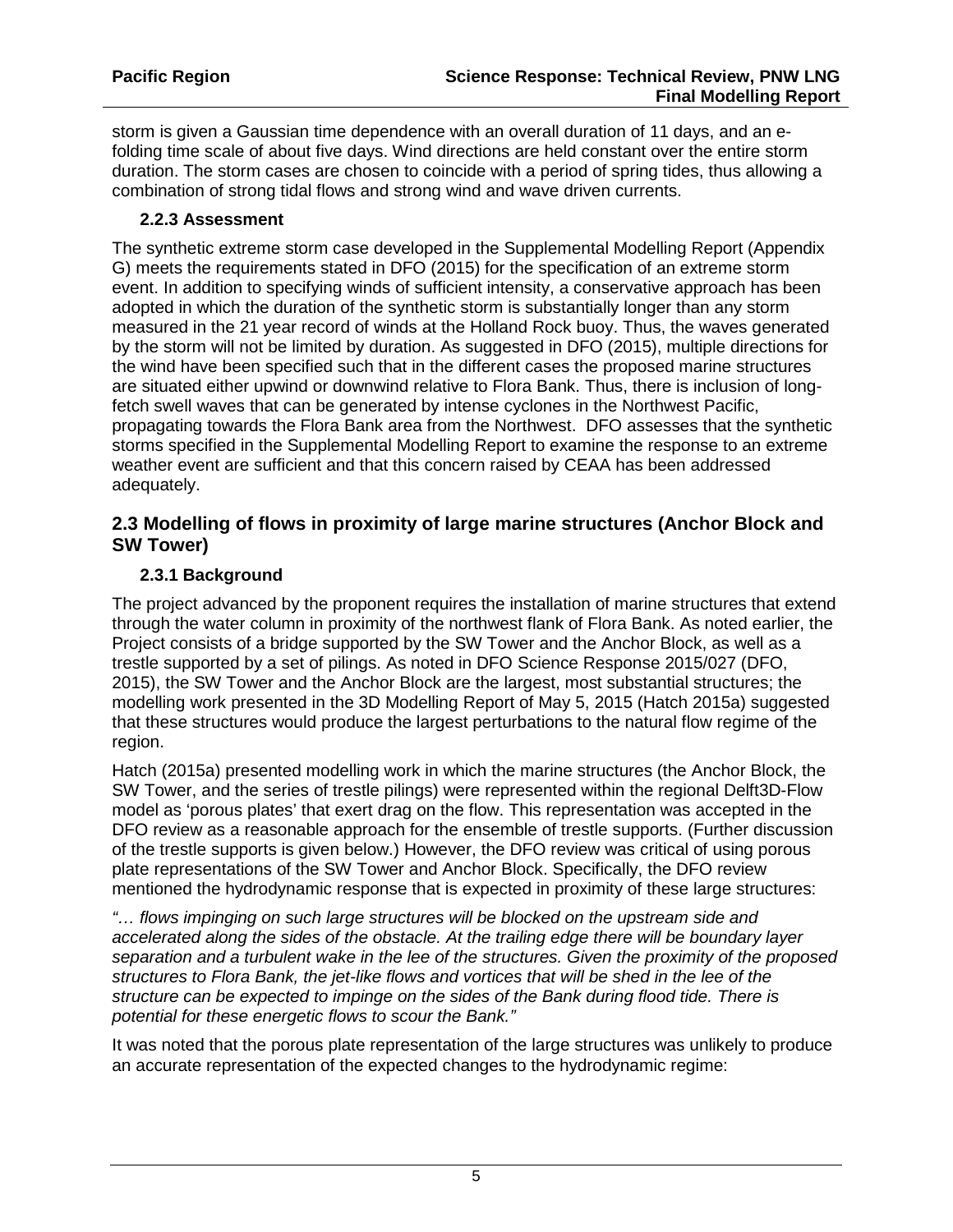storm is given a Gaussian time dependence with an overall duration of 11 days, and an e-folding time scale of about five days. Wind directions are held constant over the entire storm duration. The storm cases are chosen to coincide with a period of spring tides, thus allowing a combination of strong tidal flows and strong wind and wave driven currents.

### 2.2.3 Assessment

The synthetic extreme storm case developed in the Supplemental Modelling Report (Appendix G) meets the requirements stated in DFO (2015) for the specification of an extreme storm event. In addition to specifying winds of sufficient intensity, a conservative approach has been adopted in which the duration of the synthetic storm is substantially longer than any storm measured in the 21 year record of winds at the Holland Rock buoy. Thus, the waves generated by the storm will not be limited by duration. As suggested in DFO (2015), multiple directions for the wind have been specified such that in the different cases the proposed marine structures are situated either upwind or downwind relative to Flora Bank. Thus, there is inclusion of long-fetch swell waves that can be generated by intense cyclones in the Northwest Pacific, propagating towards the Flora Bank area from the Northwest. DFO assesses that the synthetic storms specified in the Supplemental Modelling Report to examine the response to an extreme weather event are sufficient and that this concern raised by CEAA has been addressed adequately.

## 2.3 Modelling of flows in proximity of large marine structures (Anchor Block and SW Tower)

### 2.3.1 Background

The project advanced by the proponent requires the installation of marine structures that extend through the water column in proximity of the northwest flank of Flora Bank. As noted earlier, the Project consists of a bridge supported by the SW Tower and the Anchor Block, as well as a trestle supported by a set of pilings. As noted in DFO Science Response 2015/027 (DFO, 2015), the SW Tower and the Anchor Block are the largest, most substantial structures; the modelling work presented in the 3D Modelling Report of May 5, 2015 (Hatch 2015a) suggested that these structures would produce the largest perturbations to the natural flow regime of the region.

Hatch (2015a) presented modelling work in which the marine structures (the Anchor Block, the SW Tower, and the series of trestle pilings) were represented within the regional Delft3D-Flow model as 'porous plates' that exert drag on the flow. This representation was accepted in the DFO review as a reasonable approach for the ensemble of trestle supports. (Further discussion of the trestle supports is given below.) However, the DFO review was critical of using porous plate representations of the SW Tower and Anchor Block. Specifically, the DFO review mentioned the hydrodynamic response that is expected in proximity of these large structures:

*"… flows impinging on such large structures will be blocked on the upstream side and accelerated along the sides of the obstacle. At the trailing edge there will be boundary layer separation and a turbulent wake in the lee of the structures. Given the proximity of the proposed structures to Flora Bank, the jet-like flows and vortices that will be shed in the lee of the structure can be expected to impinge on the sides of the Bank during flood tide. There is potential for these energetic flows to scour the Bank."*

It was noted that the porous plate representation of the large structures was unlikely to produce an accurate representation of the expected changes to the hydrodynamic regime: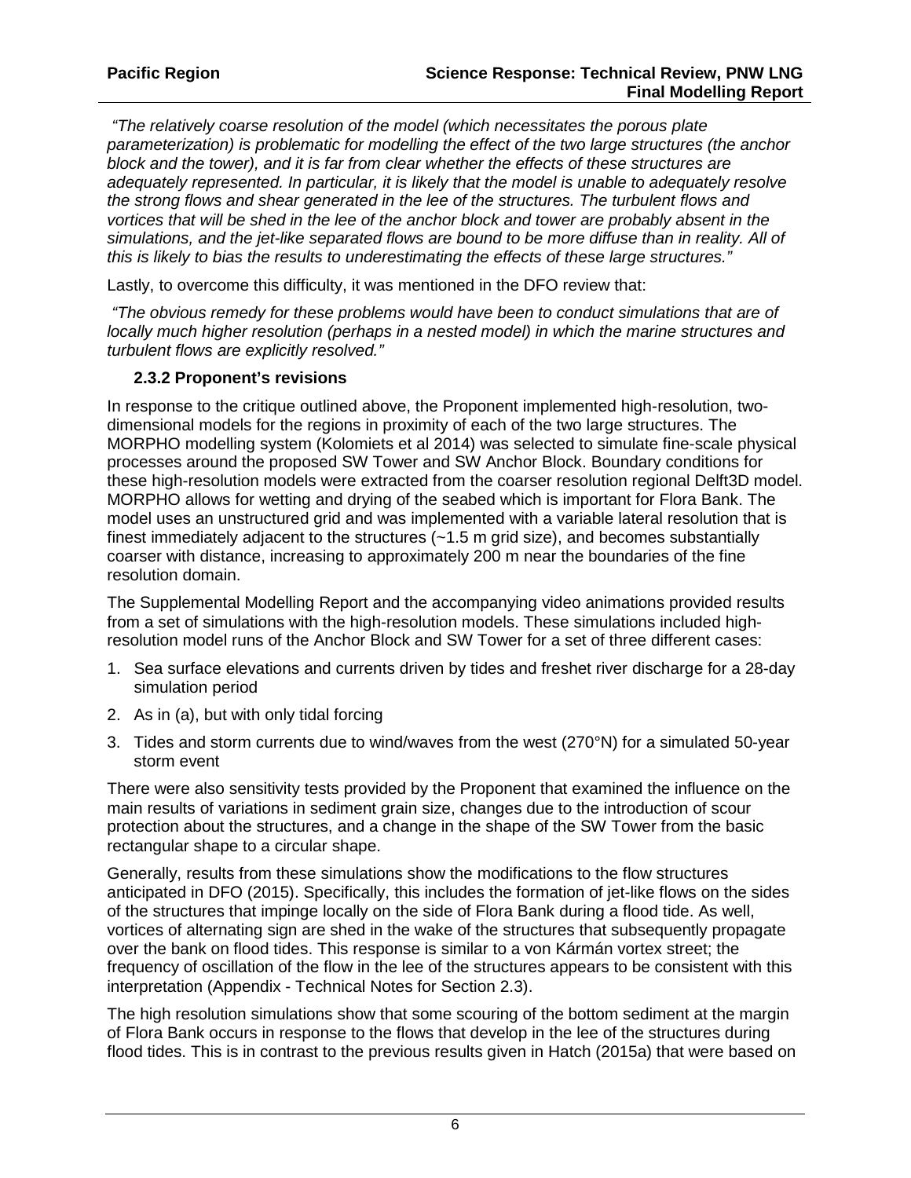*"The relatively coarse resolution of the model (which necessitates the porous plate parameterization) is problematic for modelling the effect of the two large structures (the anchor block and the tower), and it is far from clear whether the effects of these structures are adequately represented. In particular, it is likely that the model is unable to adequately resolve the strong flows and shear generated in the lee of the structures. The turbulent flows and vortices that will be shed in the lee of the anchor block and tower are probably absent in the simulations, and the jet-like separated flows are bound to be more diffuse than in reality. All of this is likely to bias the results to underestimating the effects of these large structures."*

Lastly, to overcome this difficulty, it was mentioned in the DFO review that:

*"The obvious remedy for these problems would have been to conduct simulations that are of locally much higher resolution (perhaps in a nested model) in which the marine structures and turbulent flows are explicitly resolved."*

### 2.3.2 Proponent's revisions

In response to the critique outlined above, the Proponent implemented high-resolution, two-dimensional models for the regions in proximity of each of the two large structures. The MORPHO modelling system (Kolomiets et al 2014) was selected to simulate fine-scale physical processes around the proposed SW Tower and SW Anchor Block. Boundary conditions for these high-resolution models were extracted from the coarser resolution regional Delft3D model. MORPHO allows for wetting and drying of the seabed which is important for Flora Bank. The model uses an unstructured grid and was implemented with a variable lateral resolution that is finest immediately adjacent to the structures (~1.5 m grid size), and becomes substantially coarser with distance, increasing to approximately 200 m near the boundaries of the fine resolution domain.

The Supplemental Modelling Report and the accompanying video animations provided results from a set of simulations with the high-resolution models. These simulations included high-resolution model runs of the Anchor Block and SW Tower for a set of three different cases:

1. Sea surface elevations and currents driven by tides and freshet river discharge for a 28-day simulation period
2. As in (a), but with only tidal forcing
3. Tides and storm currents due to wind/waves from the west (270°N) for a simulated 50-year storm event

There were also sensitivity tests provided by the Proponent that examined the influence on the main results of variations in sediment grain size, changes due to the introduction of scour protection about the structures, and a change in the shape of the SW Tower from the basic rectangular shape to a circular shape.

Generally, results from these simulations show the modifications to the flow structures anticipated in DFO (2015). Specifically, this includes the formation of jet-like flows on the sides of the structures that impinge locally on the side of Flora Bank during a flood tide. As well, vortices of alternating sign are shed in the wake of the structures that subsequently propagate over the bank on flood tides. This response is similar to a von Kármán vortex street; the frequency of oscillation of the flow in the lee of the structures appears to be consistent with this interpretation (Appendix - Technical Notes for Section 2.3).

The high resolution simulations show that some scouring of the bottom sediment at the margin of Flora Bank occurs in response to the flows that develop in the lee of the structures during flood tides. This is in contrast to the previous results given in Hatch (2015a) that were based on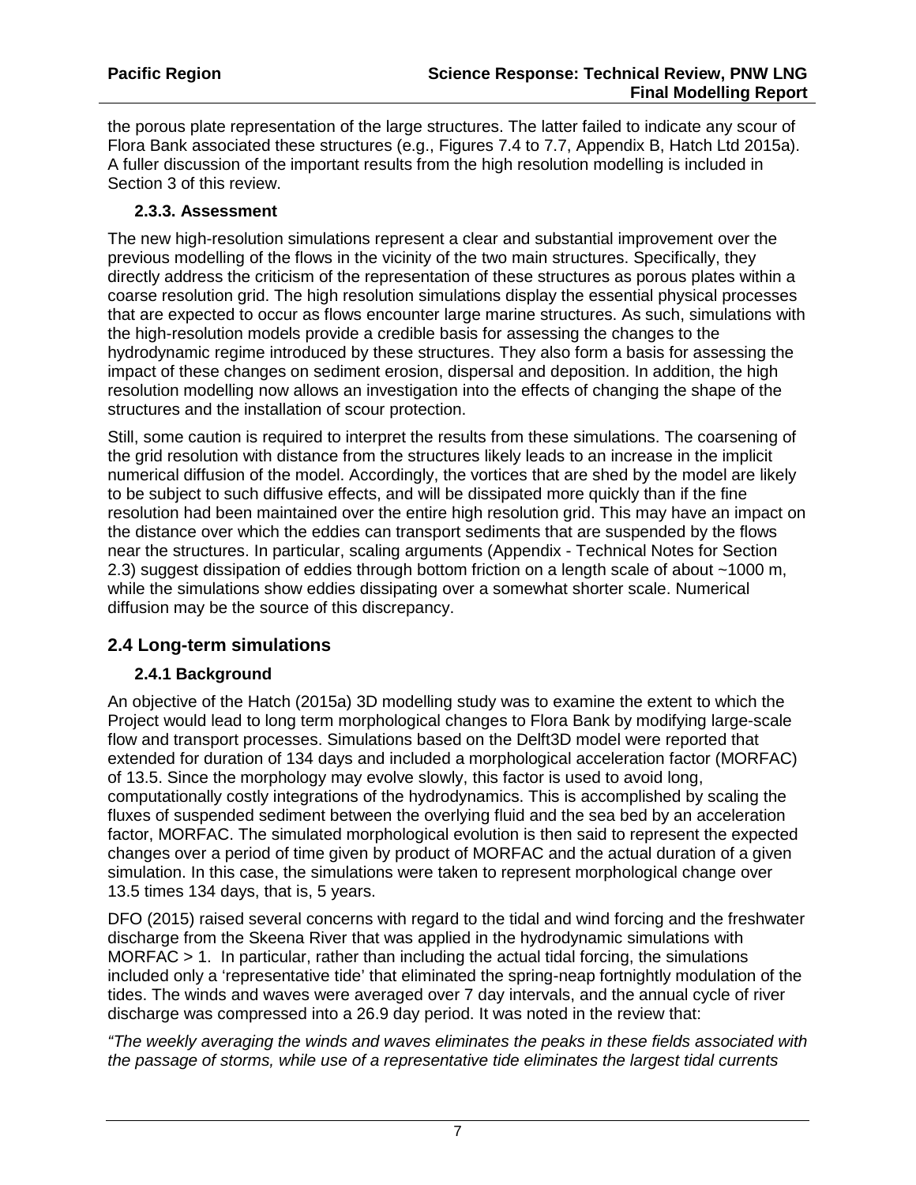the porous plate representation of the large structures. The latter failed to indicate any scour of Flora Bank associated these structures (e.g., Figures 7.4 to 7.7, Appendix B, Hatch Ltd 2015a). A fuller discussion of the important results from the high resolution modelling is included in Section 3 of this review.

### 2.3.3. Assessment

The new high-resolution simulations represent a clear and substantial improvement over the previous modelling of the flows in the vicinity of the two main structures. Specifically, they directly address the criticism of the representation of these structures as porous plates within a coarse resolution grid. The high resolution simulations display the essential physical processes that are expected to occur as flows encounter large marine structures. As such, simulations with the high-resolution models provide a credible basis for assessing the changes to the hydrodynamic regime introduced by these structures. They also form a basis for assessing the impact of these changes on sediment erosion, dispersal and deposition. In addition, the high resolution modelling now allows an investigation into the effects of changing the shape of the structures and the installation of scour protection.

Still, some caution is required to interpret the results from these simulations. The coarsening of the grid resolution with distance from the structures likely leads to an increase in the implicit numerical diffusion of the model. Accordingly, the vortices that are shed by the model are likely to be subject to such diffusive effects, and will be dissipated more quickly than if the fine resolution had been maintained over the entire high resolution grid. This may have an impact on the distance over which the eddies can transport sediments that are suspended by the flows near the structures. In particular, scaling arguments (Appendix - Technical Notes for Section 2.3) suggest dissipation of eddies through bottom friction on a length scale of about ~1000 m, while the simulations show eddies dissipating over a somewhat shorter scale. Numerical diffusion may be the source of this discrepancy.

## 2.4 Long-term simulations

### 2.4.1 Background

An objective of the Hatch (2015a) 3D modelling study was to examine the extent to which the Project would lead to long term morphological changes to Flora Bank by modifying large-scale flow and transport processes. Simulations based on the Delft3D model were reported that extended for duration of 134 days and included a morphological acceleration factor (MORFAC) of 13.5. Since the morphology may evolve slowly, this factor is used to avoid long, computationally costly integrations of the hydrodynamics. This is accomplished by scaling the fluxes of suspended sediment between the overlying fluid and the sea bed by an acceleration factor, MORFAC. The simulated morphological evolution is then said to represent the expected changes over a period of time given by product of MORFAC and the actual duration of a given simulation. In this case, the simulations were taken to represent morphological change over 13.5 times 134 days, that is, 5 years.

DFO (2015) raised several concerns with regard to the tidal and wind forcing and the freshwater discharge from the Skeena River that was applied in the hydrodynamic simulations with MORFAC > 1. In particular, rather than including the actual tidal forcing, the simulations included only a 'representative tide' that eliminated the spring-neap fortnightly modulation of the tides. The winds and waves were averaged over 7 day intervals, and the annual cycle of river discharge was compressed into a 26.9 day period. It was noted in the review that:

*"The weekly averaging the winds and waves eliminates the peaks in these fields associated with the passage of storms, while use of a representative tide eliminates the largest tidal currents*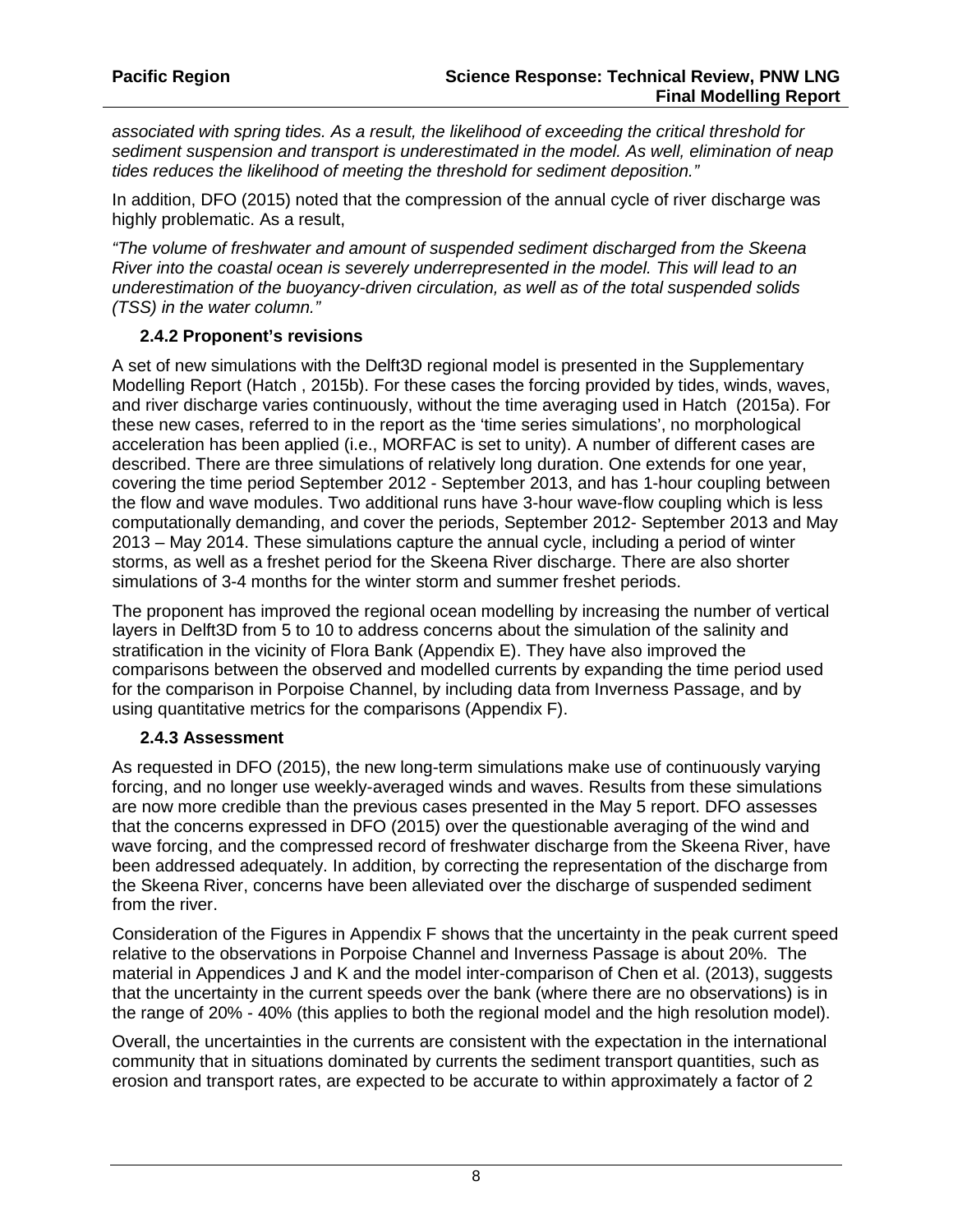*associated with spring tides. As a result, the likelihood of exceeding the critical threshold for sediment suspension and transport is underestimated in the model. As well, elimination of neap tides reduces the likelihood of meeting the threshold for sediment deposition."*

In addition, DFO (2015) noted that the compression of the annual cycle of river discharge was highly problematic. As a result,

*"The volume of freshwater and amount of suspended sediment discharged from the Skeena River into the coastal ocean is severely underrepresented in the model. This will lead to an underestimation of the buoyancy-driven circulation, as well as of the total suspended solids (TSS) in the water column."*

### 2.4.2 Proponent's revisions

A set of new simulations with the Delft3D regional model is presented in the Supplementary Modelling Report (Hatch , 2015b). For these cases the forcing provided by tides, winds, waves, and river discharge varies continuously, without the time averaging used in Hatch (2015a). For these new cases, referred to in the report as the 'time series simulations', no morphological acceleration has been applied (i.e., MORFAC is set to unity). A number of different cases are described. There are three simulations of relatively long duration. One extends for one year, covering the time period September 2012 - September 2013, and has 1-hour coupling between the flow and wave modules. Two additional runs have 3-hour wave-flow coupling which is less computationally demanding, and cover the periods, September 2012- September 2013 and May 2013 – May 2014. These simulations capture the annual cycle, including a period of winter storms, as well as a freshet period for the Skeena River discharge. There are also shorter simulations of 3-4 months for the winter storm and summer freshet periods.

The proponent has improved the regional ocean modelling by increasing the number of vertical layers in Delft3D from 5 to 10 to address concerns about the simulation of the salinity and stratification in the vicinity of Flora Bank (Appendix E). They have also improved the comparisons between the observed and modelled currents by expanding the time period used for the comparison in Porpoise Channel, by including data from Inverness Passage, and by using quantitative metrics for the comparisons (Appendix F).

### 2.4.3 Assessment

As requested in DFO (2015), the new long-term simulations make use of continuously varying forcing, and no longer use weekly-averaged winds and waves. Results from these simulations are now more credible than the previous cases presented in the May 5 report. DFO assesses that the concerns expressed in DFO (2015) over the questionable averaging of the wind and wave forcing, and the compressed record of freshwater discharge from the Skeena River, have been addressed adequately. In addition, by correcting the representation of the discharge from the Skeena River, concerns have been alleviated over the discharge of suspended sediment from the river.

Consideration of the Figures in Appendix F shows that the uncertainty in the peak current speed relative to the observations in Porpoise Channel and Inverness Passage is about 20%. The material in Appendices J and K and the model inter-comparison of Chen et al. (2013), suggests that the uncertainty in the current speeds over the bank (where there are no observations) is in the range of 20% - 40% (this applies to both the regional model and the high resolution model).

Overall, the uncertainties in the currents are consistent with the expectation in the international community that in situations dominated by currents the sediment transport quantities, such as erosion and transport rates, are expected to be accurate to within approximately a factor of 2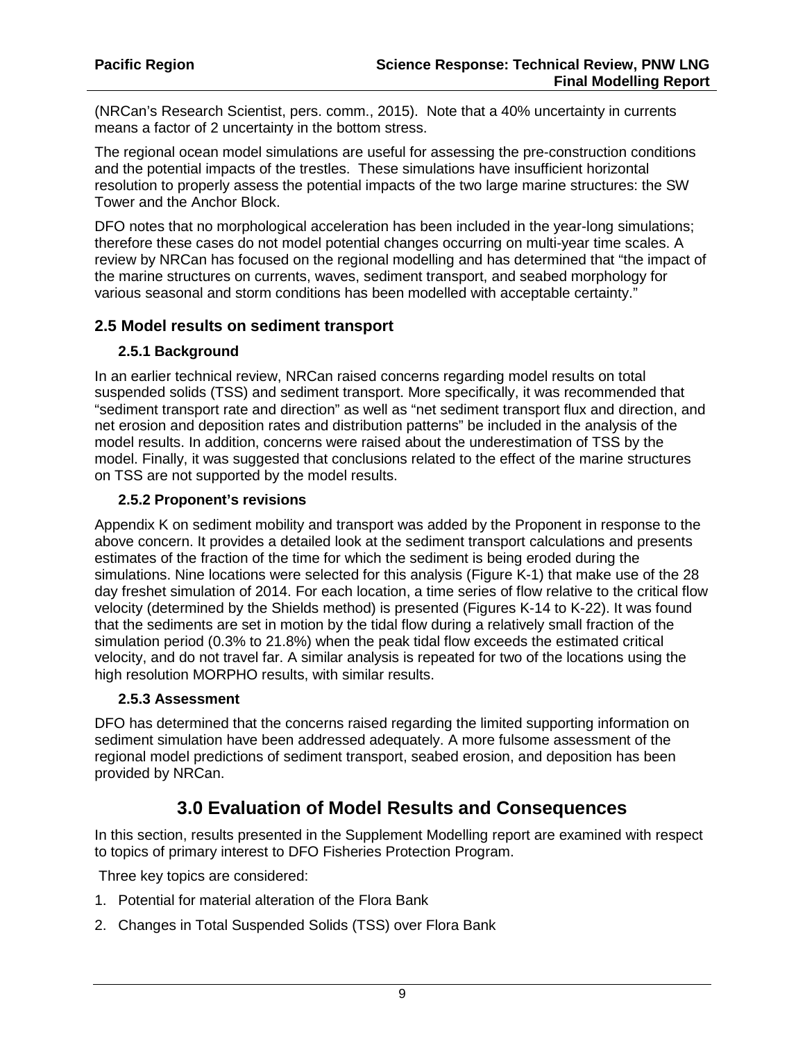(NRCan's Research Scientist, pers. comm., 2015). Note that a 40% uncertainty in currents means a factor of 2 uncertainty in the bottom stress.

The regional ocean model simulations are useful for assessing the pre-construction conditions and the potential impacts of the trestles. These simulations have insufficient horizontal resolution to properly assess the potential impacts of the two large marine structures: the SW Tower and the Anchor Block.

DFO notes that no morphological acceleration has been included in the year-long simulations; therefore these cases do not model potential changes occurring on multi-year time scales. A review by NRCan has focused on the regional modelling and has determined that "the impact of the marine structures on currents, waves, sediment transport, and seabed morphology for various seasonal and storm conditions has been modelled with acceptable certainty."

## 2.5 Model results on sediment transport

### 2.5.1 Background

In an earlier technical review, NRCan raised concerns regarding model results on total suspended solids (TSS) and sediment transport. More specifically, it was recommended that "sediment transport rate and direction" as well as "net sediment transport flux and direction, and net erosion and deposition rates and distribution patterns" be included in the analysis of the model results. In addition, concerns were raised about the underestimation of TSS by the model. Finally, it was suggested that conclusions related to the effect of the marine structures on TSS are not supported by the model results.

### 2.5.2 Proponent's revisions

Appendix K on sediment mobility and transport was added by the Proponent in response to the above concern. It provides a detailed look at the sediment transport calculations and presents estimates of the fraction of the time for which the sediment is being eroded during the simulations. Nine locations were selected for this analysis (Figure K-1) that make use of the 28 day freshet simulation of 2014. For each location, a time series of flow relative to the critical flow velocity (determined by the Shields method) is presented (Figures K-14 to K-22). It was found that the sediments are set in motion by the tidal flow during a relatively small fraction of the simulation period (0.3% to 21.8%) when the peak tidal flow exceeds the estimated critical velocity, and do not travel far. A similar analysis is repeated for two of the locations using the high resolution MORPHO results, with similar results.

### 2.5.3 Assessment

DFO has determined that the concerns raised regarding the limited supporting information on sediment simulation have been addressed adequately. A more fulsome assessment of the regional model predictions of sediment transport, seabed erosion, and deposition has been provided by NRCan.

# 3.0 Evaluation of Model Results and Consequences

In this section, results presented in the Supplement Modelling report are examined with respect to topics of primary interest to DFO Fisheries Protection Program.

Three key topics are considered:

1. Potential for material alteration of the Flora Bank
2. Changes in Total Suspended Solids (TSS) over Flora Bank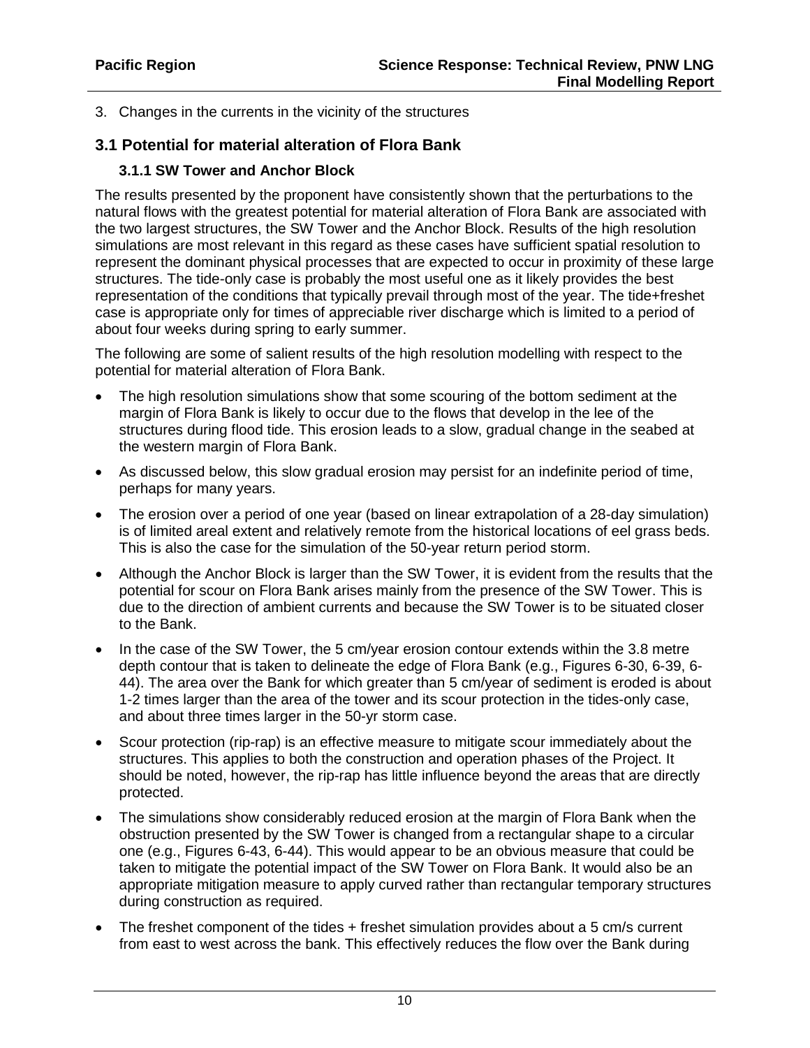3. Changes in the currents in the vicinity of the structures

## 3.1 Potential for material alteration of Flora Bank

### 3.1.1 SW Tower and Anchor Block

The results presented by the proponent have consistently shown that the perturbations to the natural flows with the greatest potential for material alteration of Flora Bank are associated with the two largest structures, the SW Tower and the Anchor Block. Results of the high resolution simulations are most relevant in this regard as these cases have sufficient spatial resolution to represent the dominant physical processes that are expected to occur in proximity of these large structures. The tide-only case is probably the most useful one as it likely provides the best representation of the conditions that typically prevail through most of the year. The tide+freshet case is appropriate only for times of appreciable river discharge which is limited to a period of about four weeks during spring to early summer.

The following are some of salient results of the high resolution modelling with respect to the potential for material alteration of Flora Bank.

- The high resolution simulations show that some scouring of the bottom sediment at the margin of Flora Bank is likely to occur due to the flows that develop in the lee of the structures during flood tide. This erosion leads to a slow, gradual change in the seabed at the western margin of Flora Bank.
- As discussed below, this slow gradual erosion may persist for an indefinite period of time, perhaps for many years.
- The erosion over a period of one year (based on linear extrapolation of a 28-day simulation) is of limited areal extent and relatively remote from the historical locations of eel grass beds. This is also the case for the simulation of the 50-year return period storm.
- Although the Anchor Block is larger than the SW Tower, it is evident from the results that the potential for scour on Flora Bank arises mainly from the presence of the SW Tower. This is due to the direction of ambient currents and because the SW Tower is to be situated closer to the Bank.
- In the case of the SW Tower, the 5 cm/year erosion contour extends within the 3.8 metre depth contour that is taken to delineate the edge of Flora Bank (e.g., Figures 6-30, 6-39, 6-44). The area over the Bank for which greater than 5 cm/year of sediment is eroded is about 1-2 times larger than the area of the tower and its scour protection in the tides-only case, and about three times larger in the 50-yr storm case.
- Scour protection (rip-rap) is an effective measure to mitigate scour immediately about the structures. This applies to both the construction and operation phases of the Project. It should be noted, however, the rip-rap has little influence beyond the areas that are directly protected.
- The simulations show considerably reduced erosion at the margin of Flora Bank when the obstruction presented by the SW Tower is changed from a rectangular shape to a circular one (e.g., Figures 6-43, 6-44). This would appear to be an obvious measure that could be taken to mitigate the potential impact of the SW Tower on Flora Bank. It would also be an appropriate mitigation measure to apply curved rather than rectangular temporary structures during construction as required.
- The freshet component of the tides + freshet simulation provides about a 5 cm/s current from east to west across the bank. This effectively reduces the flow over the Bank during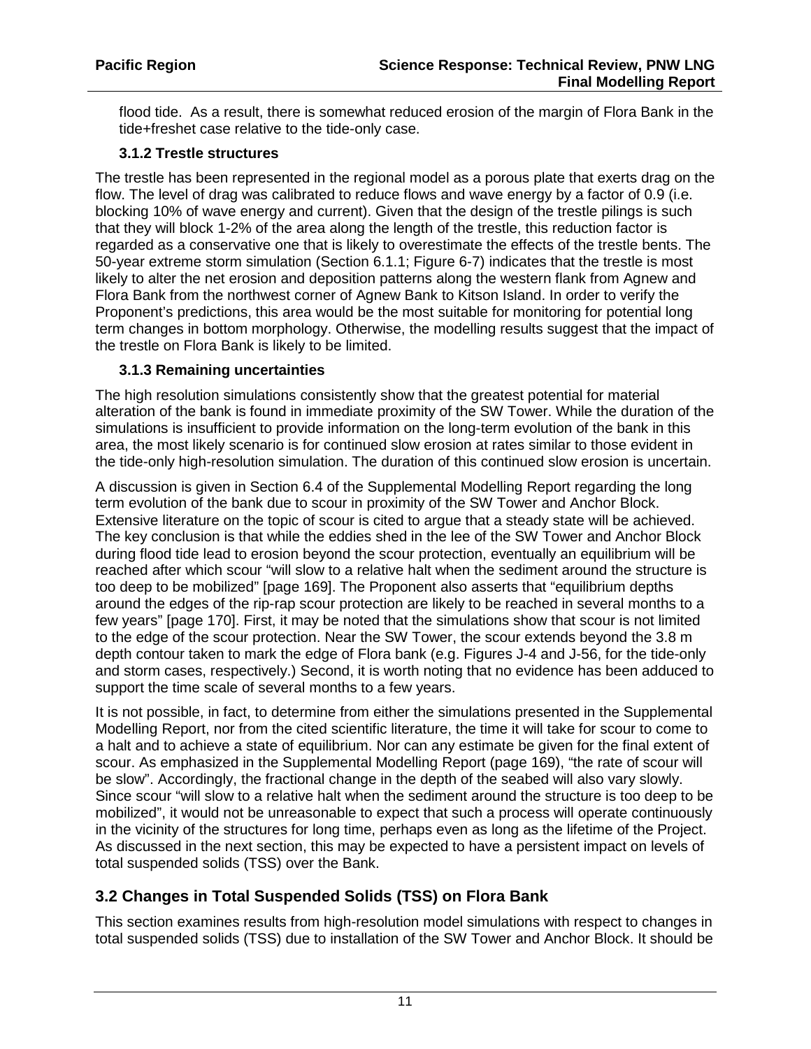flood tide. As a result, there is somewhat reduced erosion of the margin of Flora Bank in the tide+freshet case relative to the tide-only case.

### 3.1.2 Trestle structures

The trestle has been represented in the regional model as a porous plate that exerts drag on the flow. The level of drag was calibrated to reduce flows and wave energy by a factor of 0.9 (i.e. blocking 10% of wave energy and current). Given that the design of the trestle pilings is such that they will block 1-2% of the area along the length of the trestle, this reduction factor is regarded as a conservative one that is likely to overestimate the effects of the trestle bents. The 50-year extreme storm simulation (Section 6.1.1; Figure 6-7) indicates that the trestle is most likely to alter the net erosion and deposition patterns along the western flank from Agnew and Flora Bank from the northwest corner of Agnew Bank to Kitson Island. In order to verify the Proponent's predictions, this area would be the most suitable for monitoring for potential long term changes in bottom morphology. Otherwise, the modelling results suggest that the impact of the trestle on Flora Bank is likely to be limited.

### 3.1.3 Remaining uncertainties

The high resolution simulations consistently show that the greatest potential for material alteration of the bank is found in immediate proximity of the SW Tower. While the duration of the simulations is insufficient to provide information on the long-term evolution of the bank in this area, the most likely scenario is for continued slow erosion at rates similar to those evident in the tide-only high-resolution simulation. The duration of this continued slow erosion is uncertain.

A discussion is given in Section 6.4 of the Supplemental Modelling Report regarding the long term evolution of the bank due to scour in proximity of the SW Tower and Anchor Block. Extensive literature on the topic of scour is cited to argue that a steady state will be achieved. The key conclusion is that while the eddies shed in the lee of the SW Tower and Anchor Block during flood tide lead to erosion beyond the scour protection, eventually an equilibrium will be reached after which scour "will slow to a relative halt when the sediment around the structure is too deep to be mobilized" [page 169]. The Proponent also asserts that "equilibrium depths around the edges of the rip-rap scour protection are likely to be reached in several months to a few years" [page 170]. First, it may be noted that the simulations show that scour is not limited to the edge of the scour protection. Near the SW Tower, the scour extends beyond the 3.8 m depth contour taken to mark the edge of Flora bank (e.g. Figures J-4 and J-56, for the tide-only and storm cases, respectively.) Second, it is worth noting that no evidence has been adduced to support the time scale of several months to a few years.

It is not possible, in fact, to determine from either the simulations presented in the Supplemental Modelling Report, nor from the cited scientific literature, the time it will take for scour to come to a halt and to achieve a state of equilibrium. Nor can any estimate be given for the final extent of scour. As emphasized in the Supplemental Modelling Report (page 169), "the rate of scour will be slow". Accordingly, the fractional change in the depth of the seabed will also vary slowly. Since scour "will slow to a relative halt when the sediment around the structure is too deep to be mobilized", it would not be unreasonable to expect that such a process will operate continuously in the vicinity of the structures for long time, perhaps even as long as the lifetime of the Project. As discussed in the next section, this may be expected to have a persistent impact on levels of total suspended solids (TSS) over the Bank.

## 3.2 Changes in Total Suspended Solids (TSS) on Flora Bank

This section examines results from high-resolution model simulations with respect to changes in total suspended solids (TSS) due to installation of the SW Tower and Anchor Block. It should be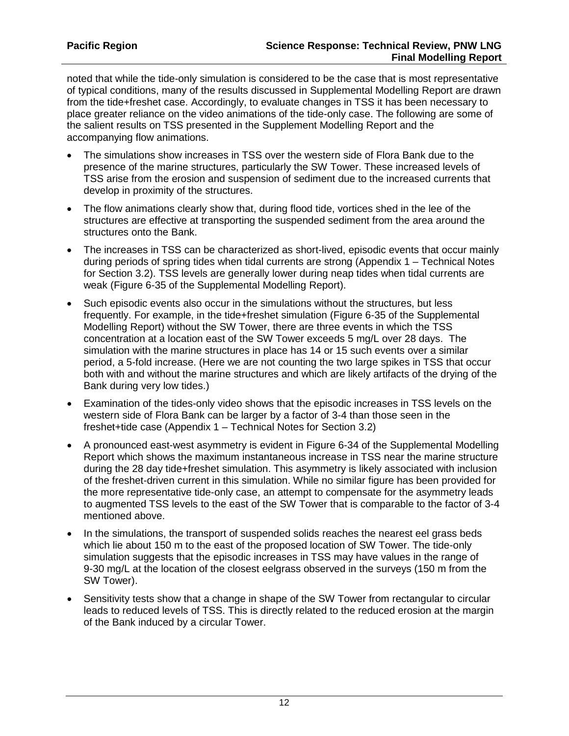noted that while the tide-only simulation is considered to be the case that is most representative of typical conditions, many of the results discussed in Supplemental Modelling Report are drawn from the tide+freshet case. Accordingly, to evaluate changes in TSS it has been necessary to place greater reliance on the video animations of the tide-only case. The following are some of the salient results on TSS presented in the Supplement Modelling Report and the accompanying flow animations.

- The simulations show increases in TSS over the western side of Flora Bank due to the presence of the marine structures, particularly the SW Tower. These increased levels of TSS arise from the erosion and suspension of sediment due to the increased currents that develop in proximity of the structures.
- The flow animations clearly show that, during flood tide, vortices shed in the lee of the structures are effective at transporting the suspended sediment from the area around the structures onto the Bank.
- The increases in TSS can be characterized as short-lived, episodic events that occur mainly during periods of spring tides when tidal currents are strong (Appendix 1 – Technical Notes for Section 3.2). TSS levels are generally lower during neap tides when tidal currents are weak (Figure 6-35 of the Supplemental Modelling Report).
- Such episodic events also occur in the simulations without the structures, but less frequently. For example, in the tide+freshet simulation (Figure 6-35 of the Supplemental Modelling Report) without the SW Tower, there are three events in which the TSS concentration at a location east of the SW Tower exceeds 5 mg/L over 28 days. The simulation with the marine structures in place has 14 or 15 such events over a similar period, a 5-fold increase. (Here we are not counting the two large spikes in TSS that occur both with and without the marine structures and which are likely artifacts of the drying of the Bank during very low tides.)
- Examination of the tides-only video shows that the episodic increases in TSS levels on the western side of Flora Bank can be larger by a factor of 3-4 than those seen in the freshet+tide case (Appendix 1 – Technical Notes for Section 3.2)
- A pronounced east-west asymmetry is evident in Figure 6-34 of the Supplemental Modelling Report which shows the maximum instantaneous increase in TSS near the marine structure during the 28 day tide+freshet simulation. This asymmetry is likely associated with inclusion of the freshet-driven current in this simulation. While no similar figure has been provided for the more representative tide-only case, an attempt to compensate for the asymmetry leads to augmented TSS levels to the east of the SW Tower that is comparable to the factor of 3-4 mentioned above.
- In the simulations, the transport of suspended solids reaches the nearest eel grass beds which lie about 150 m to the east of the proposed location of SW Tower. The tide-only simulation suggests that the episodic increases in TSS may have values in the range of 9-30 mg/L at the location of the closest eelgrass observed in the surveys (150 m from the SW Tower).
- Sensitivity tests show that a change in shape of the SW Tower from rectangular to circular leads to reduced levels of TSS. This is directly related to the reduced erosion at the margin of the Bank induced by a circular Tower.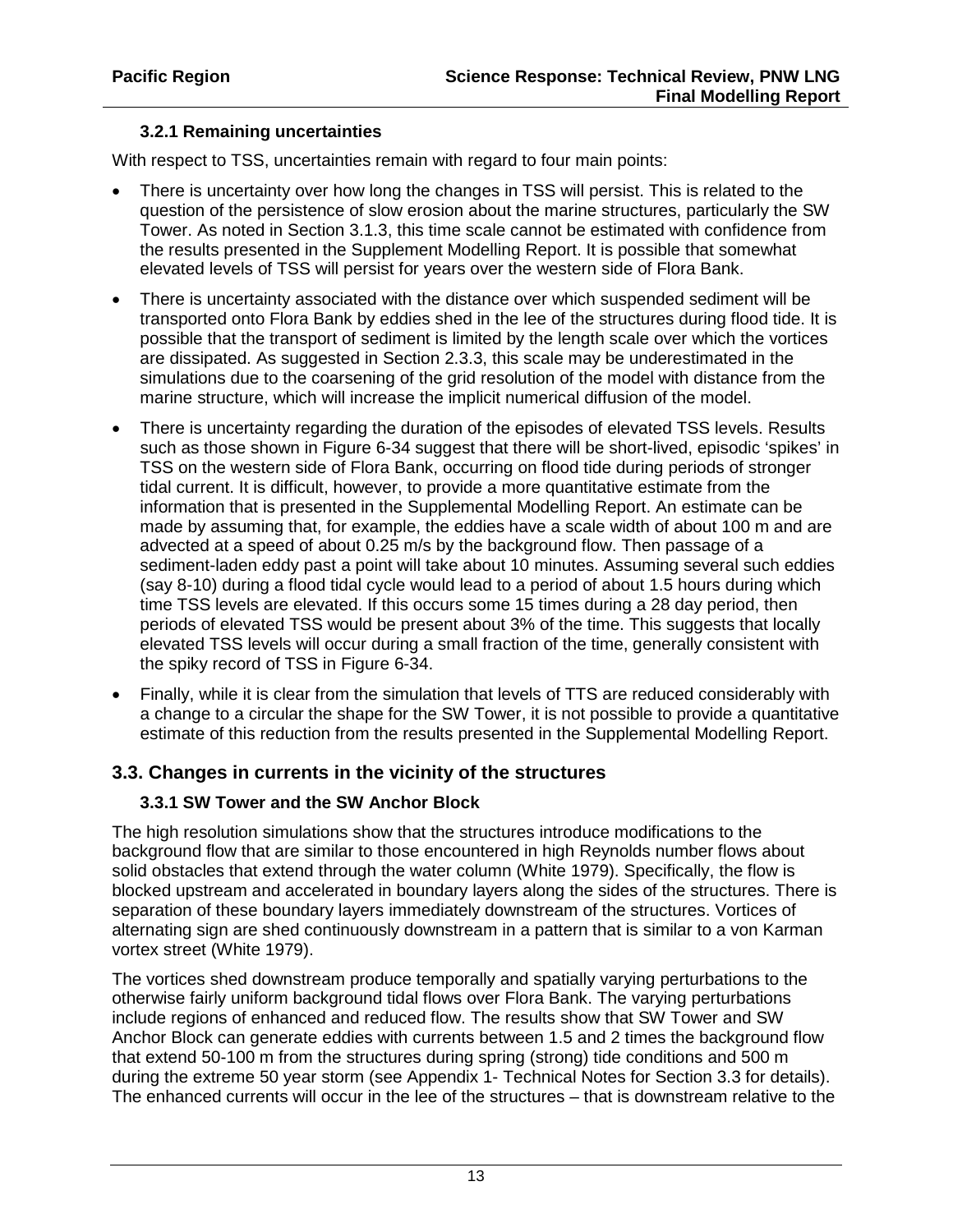### 3.2.1 Remaining uncertainties

With respect to TSS, uncertainties remain with regard to four main points:

- There is uncertainty over how long the changes in TSS will persist. This is related to the question of the persistence of slow erosion about the marine structures, particularly the SW Tower. As noted in Section 3.1.3, this time scale cannot be estimated with confidence from the results presented in the Supplement Modelling Report. It is possible that somewhat elevated levels of TSS will persist for years over the western side of Flora Bank.
- There is uncertainty associated with the distance over which suspended sediment will be transported onto Flora Bank by eddies shed in the lee of the structures during flood tide. It is possible that the transport of sediment is limited by the length scale over which the vortices are dissipated. As suggested in Section 2.3.3, this scale may be underestimated in the simulations due to the coarsening of the grid resolution of the model with distance from the marine structure, which will increase the implicit numerical diffusion of the model.
- There is uncertainty regarding the duration of the episodes of elevated TSS levels. Results such as those shown in Figure 6-34 suggest that there will be short-lived, episodic 'spikes' in TSS on the western side of Flora Bank, occurring on flood tide during periods of stronger tidal current. It is difficult, however, to provide a more quantitative estimate from the information that is presented in the Supplemental Modelling Report. An estimate can be made by assuming that, for example, the eddies have a scale width of about 100 m and are advected at a speed of about 0.25 m/s by the background flow. Then passage of a sediment-laden eddy past a point will take about 10 minutes. Assuming several such eddies (say 8-10) during a flood tidal cycle would lead to a period of about 1.5 hours during which time TSS levels are elevated. If this occurs some 15 times during a 28 day period, then periods of elevated TSS would be present about 3% of the time. This suggests that locally elevated TSS levels will occur during a small fraction of the time, generally consistent with the spiky record of TSS in Figure 6-34.
- Finally, while it is clear from the simulation that levels of TTS are reduced considerably with a change to a circular the shape for the SW Tower, it is not possible to provide a quantitative estimate of this reduction from the results presented in the Supplemental Modelling Report.

## 3.3. Changes in currents in the vicinity of the structures

### 3.3.1 SW Tower and the SW Anchor Block

The high resolution simulations show that the structures introduce modifications to the background flow that are similar to those encountered in high Reynolds number flows about solid obstacles that extend through the water column (White 1979). Specifically, the flow is blocked upstream and accelerated in boundary layers along the sides of the structures. There is separation of these boundary layers immediately downstream of the structures. Vortices of alternating sign are shed continuously downstream in a pattern that is similar to a von Karman vortex street (White 1979).

The vortices shed downstream produce temporally and spatially varying perturbations to the otherwise fairly uniform background tidal flows over Flora Bank. The varying perturbations include regions of enhanced and reduced flow. The results show that SW Tower and SW Anchor Block can generate eddies with currents between 1.5 and 2 times the background flow that extend 50-100 m from the structures during spring (strong) tide conditions and 500 m during the extreme 50 year storm (see Appendix 1- Technical Notes for Section 3.3 for details). The enhanced currents will occur in the lee of the structures – that is downstream relative to the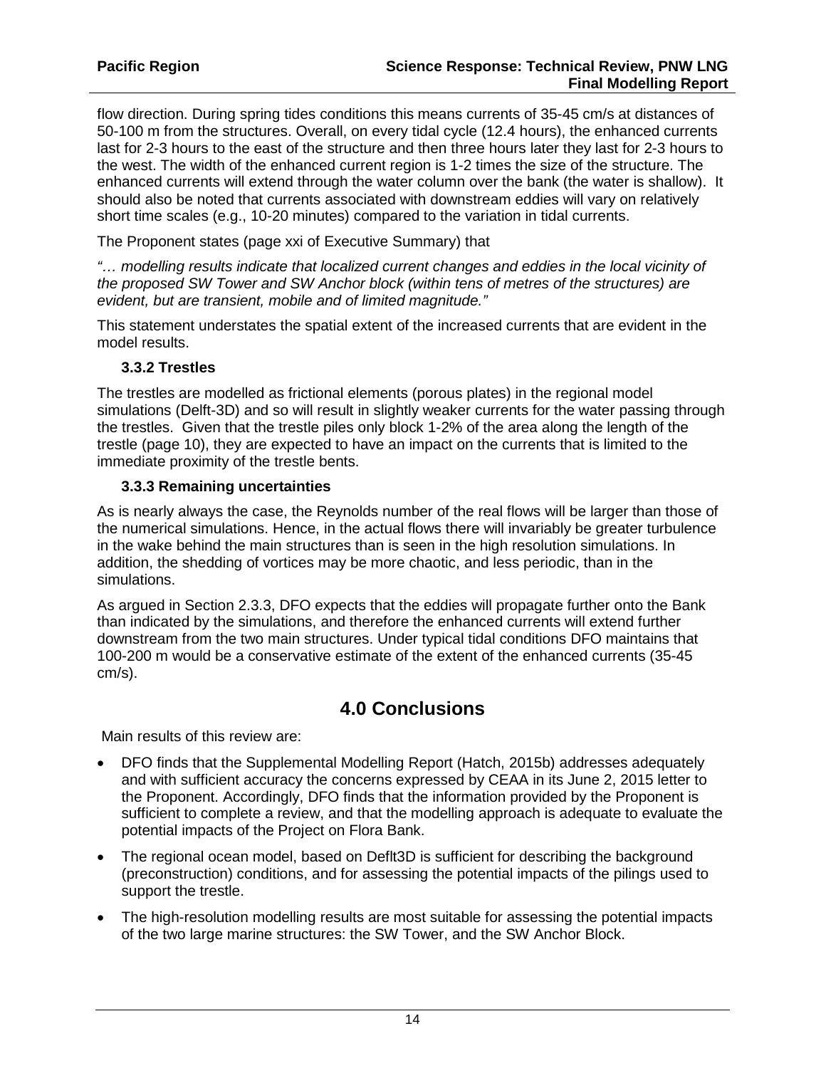flow direction. During spring tides conditions this means currents of 35-45 cm/s at distances of 50-100 m from the structures. Overall, on every tidal cycle (12.4 hours), the enhanced currents last for 2-3 hours to the east of the structure and then three hours later they last for 2-3 hours to the west. The width of the enhanced current region is 1-2 times the size of the structure. The enhanced currents will extend through the water column over the bank (the water is shallow). It should also be noted that currents associated with downstream eddies will vary on relatively short time scales (e.g., 10-20 minutes) compared to the variation in tidal currents.

The Proponent states (page xxi of Executive Summary) that

*"… modelling results indicate that localized current changes and eddies in the local vicinity of the proposed SW Tower and SW Anchor block (within tens of metres of the structures) are evident, but are transient, mobile and of limited magnitude."*

This statement understates the spatial extent of the increased currents that are evident in the model results.

### 3.3.2 Trestles

The trestles are modelled as frictional elements (porous plates) in the regional model simulations (Delft-3D) and so will result in slightly weaker currents for the water passing through the trestles. Given that the trestle piles only block 1-2% of the area along the length of the trestle (page 10), they are expected to have an impact on the currents that is limited to the immediate proximity of the trestle bents.

### 3.3.3 Remaining uncertainties

As is nearly always the case, the Reynolds number of the real flows will be larger than those of the numerical simulations. Hence, in the actual flows there will invariably be greater turbulence in the wake behind the main structures than is seen in the high resolution simulations. In addition, the shedding of vortices may be more chaotic, and less periodic, than in the simulations.

As argued in Section 2.3.3, DFO expects that the eddies will propagate further onto the Bank than indicated by the simulations, and therefore the enhanced currents will extend further downstream from the two main structures. Under typical tidal conditions DFO maintains that 100-200 m would be a conservative estimate of the extent of the enhanced currents (35-45 cm/s).

# 4.0 Conclusions

Main results of this review are:

- DFO finds that the Supplemental Modelling Report (Hatch, 2015b) addresses adequately and with sufficient accuracy the concerns expressed by CEAA in its June 2, 2015 letter to the Proponent. Accordingly, DFO finds that the information provided by the Proponent is sufficient to complete a review, and that the modelling approach is adequate to evaluate the potential impacts of the Project on Flora Bank.
- The regional ocean model, based on Deflt3D is sufficient for describing the background (preconstruction) conditions, and for assessing the potential impacts of the pilings used to support the trestle.
- The high-resolution modelling results are most suitable for assessing the potential impacts of the two large marine structures: the SW Tower, and the SW Anchor Block.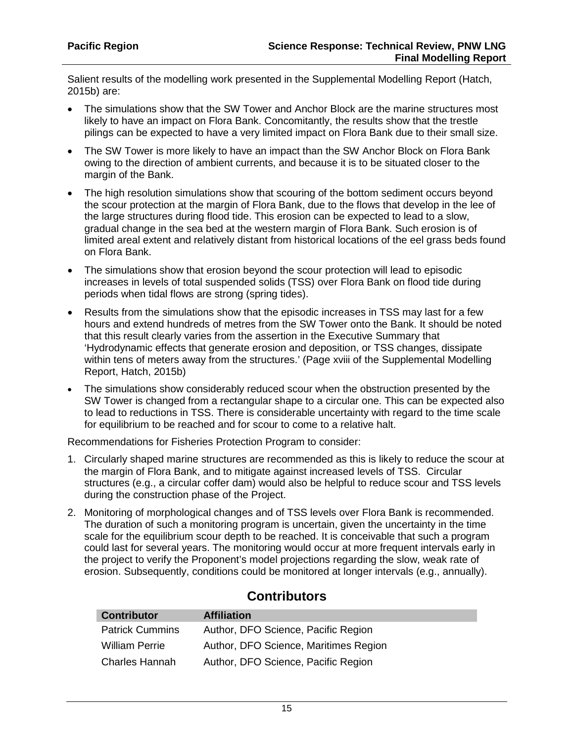Salient results of the modelling work presented in the Supplemental Modelling Report (Hatch, 2015b) are:

- The simulations show that the SW Tower and Anchor Block are the marine structures most likely to have an impact on Flora Bank. Concomitantly, the results show that the trestle pilings can be expected to have a very limited impact on Flora Bank due to their small size.
- The SW Tower is more likely to have an impact than the SW Anchor Block on Flora Bank owing to the direction of ambient currents, and because it is to be situated closer to the margin of the Bank.
- The high resolution simulations show that scouring of the bottom sediment occurs beyond the scour protection at the margin of Flora Bank, due to the flows that develop in the lee of the large structures during flood tide. This erosion can be expected to lead to a slow, gradual change in the sea bed at the western margin of Flora Bank. Such erosion is of limited areal extent and relatively distant from historical locations of the eel grass beds found on Flora Bank.
- The simulations show that erosion beyond the scour protection will lead to episodic increases in levels of total suspended solids (TSS) over Flora Bank on flood tide during periods when tidal flows are strong (spring tides).
- Results from the simulations show that the episodic increases in TSS may last for a few hours and extend hundreds of metres from the SW Tower onto the Bank. It should be noted that this result clearly varies from the assertion in the Executive Summary that 'Hydrodynamic effects that generate erosion and deposition, or TSS changes, dissipate within tens of meters away from the structures.' (Page xviii of the Supplemental Modelling Report, Hatch, 2015b)
- The simulations show considerably reduced scour when the obstruction presented by the SW Tower is changed from a rectangular shape to a circular one. This can be expected also to lead to reductions in TSS. There is considerable uncertainty with regard to the time scale for equilibrium to be reached and for scour to come to a relative halt.

Recommendations for Fisheries Protection Program to consider:

1. Circularly shaped marine structures are recommended as this is likely to reduce the scour at the margin of Flora Bank, and to mitigate against increased levels of TSS. Circular structures (e.g., a circular coffer dam) would also be helpful to reduce scour and TSS levels during the construction phase of the Project.
2. Monitoring of morphological changes and of TSS levels over Flora Bank is recommended. The duration of such a monitoring program is uncertain, given the uncertainty in the time scale for the equilibrium scour depth to be reached. It is conceivable that such a program could last for several years. The monitoring would occur at more frequent intervals early in the project to verify the Proponent's model projections regarding the slow, weak rate of erosion. Subsequently, conditions could be monitored at longer intervals (e.g., annually).

## Contributors

| Contributor | Affiliation |
|---|---|
| Patrick Cummins | Author, DFO Science, Pacific Region |
| William Perrie | Author, DFO Science, Maritimes Region |
| Charles Hannah | Author, DFO Science, Pacific Region |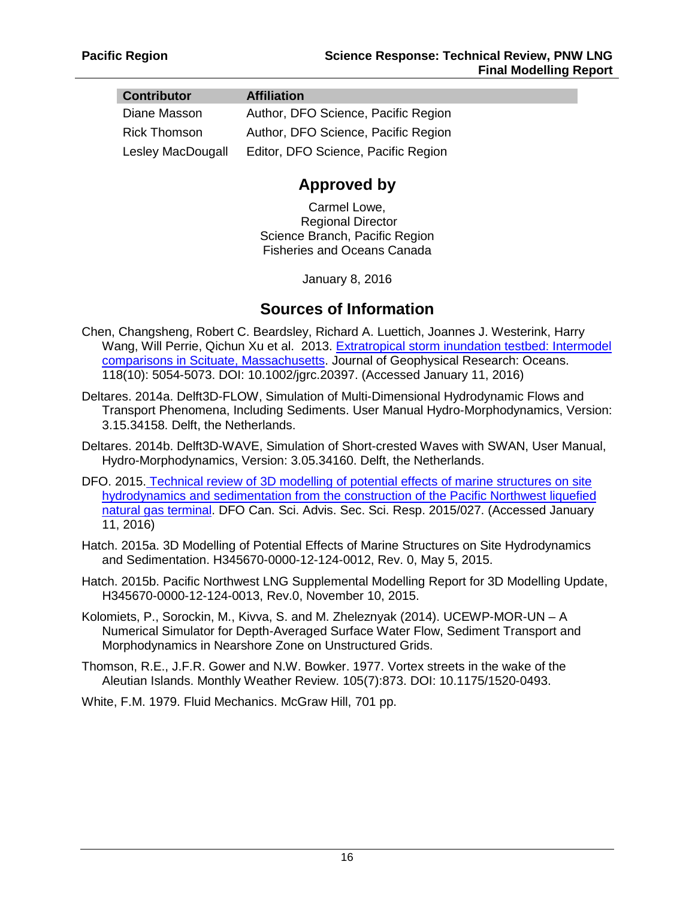| Contributor | Affiliation |
| --- | --- |
| Diane Masson | Author, DFO Science, Pacific Region |
| Rick Thomson | Author, DFO Science, Pacific Region |
| Lesley MacDougall | Editor, DFO Science, Pacific Region |

## Approved by

Carmel Lowe,
Regional Director
Science Branch, Pacific Region
Fisheries and Oceans Canada

January 8, 2016

## Sources of Information

Chen, Changsheng, Robert C. Beardsley, Richard A. Luettich, Joannes J. Westerink, Harry Wang, Will Perrie, Qichun Xu et al. 2013. Extratropical storm inundation testbed: Intermodel comparisons in Scituate, Massachusetts. Journal of Geophysical Research: Oceans. 118(10): 5054-5073. DOI: 10.1002/jgrc.20397. (Accessed January 11, 2016)

Deltares. 2014a. Delft3D-FLOW, Simulation of Multi-Dimensional Hydrodynamic Flows and Transport Phenomena, Including Sediments. User Manual Hydro-Morphodynamics, Version: 3.15.34158. Delft, the Netherlands.

Deltares. 2014b. Delft3D-WAVE, Simulation of Short-crested Waves with SWAN, User Manual, Hydro-Morphodynamics, Version: 3.05.34160. Delft, the Netherlands.

DFO. 2015. Technical review of 3D modelling of potential effects of marine structures on site hydrodynamics and sedimentation from the construction of the Pacific Northwest liquefied natural gas terminal. DFO Can. Sci. Advis. Sec. Sci. Resp. 2015/027. (Accessed January 11, 2016)

Hatch. 2015a. 3D Modelling of Potential Effects of Marine Structures on Site Hydrodynamics and Sedimentation. H345670-0000-12-124-0012, Rev. 0, May 5, 2015.

Hatch. 2015b. Pacific Northwest LNG Supplemental Modelling Report for 3D Modelling Update, H345670-0000-12-124-0013, Rev.0, November 10, 2015.

Kolomiets, P., Sorockin, M., Kivva, S. and M. Zheleznyak (2014). UCEWP-MOR-UN – A Numerical Simulator for Depth-Averaged Surface Water Flow, Sediment Transport and Morphodynamics in Nearshore Zone on Unstructured Grids.

Thomson, R.E., J.F.R. Gower and N.W. Bowker. 1977. Vortex streets in the wake of the Aleutian Islands. Monthly Weather Review. 105(7):873. DOI: 10.1175/1520-0493.

White, F.M. 1979. Fluid Mechanics. McGraw Hill, 701 pp.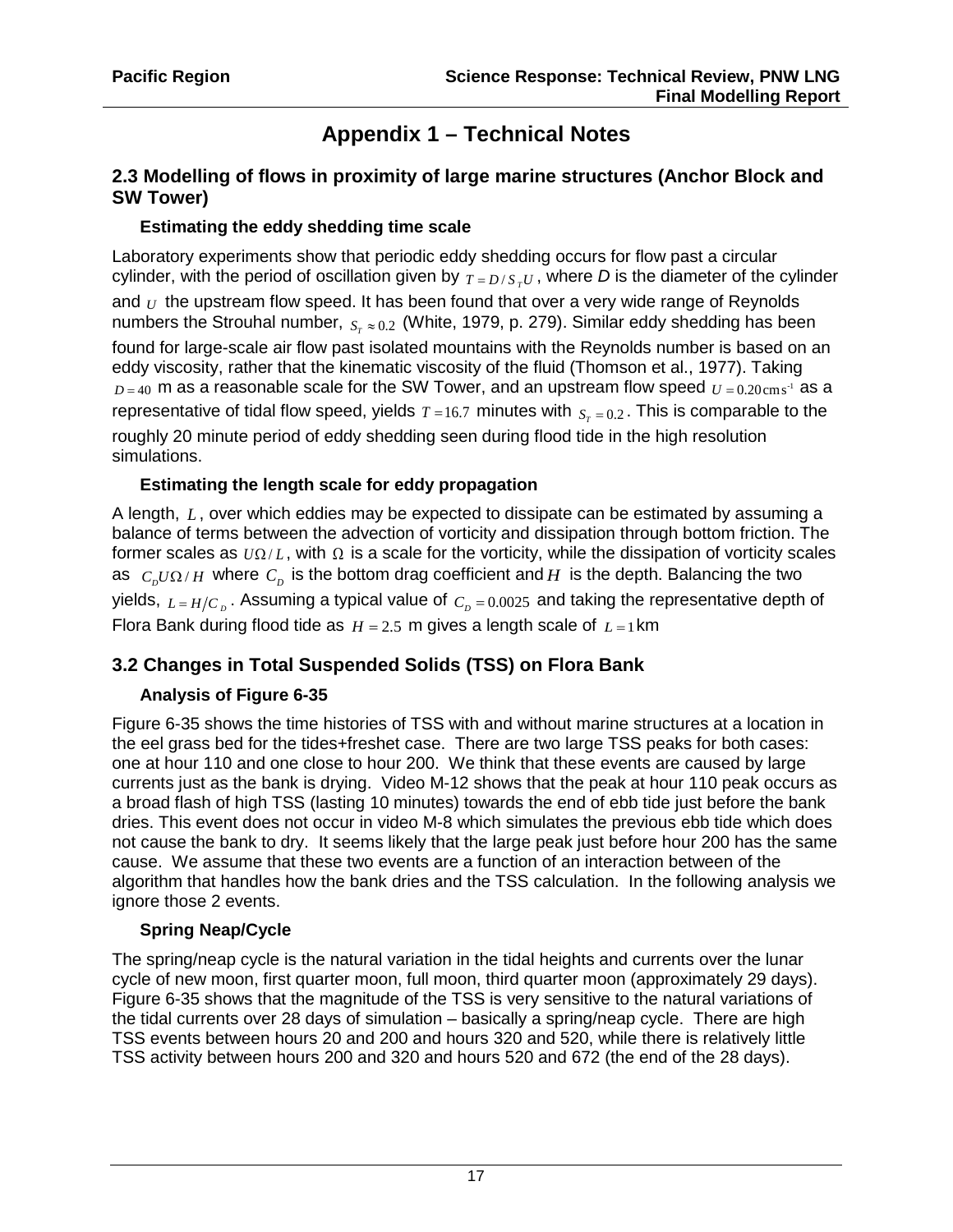# Appendix 1 – Technical Notes

## 2.3 Modelling of flows in proximity of large marine structures (Anchor Block and SW Tower)

### Estimating the eddy shedding time scale

Laboratory experiments show that periodic eddy shedding occurs for flow past a circular cylinder, with the period of oscillation given by $T = D/S_T U$, where *D* is the diameter of the cylinder and $U$ the upstream flow speed. It has been found that over a very wide range of Reynolds numbers the Strouhal number, $S_T \approx 0.2$ (White, 1979, p. 279). Similar eddy shedding has been found for large-scale air flow past isolated mountains with the Reynolds number is based on an eddy viscosity, rather that the kinematic viscosity of the fluid (Thomson et al., 1977). Taking $D = 40$ m as a reasonable scale for the SW Tower, and an upstream flow speed $U = 0.20\,\text{cm}\,\text{s}^{-1}$ as a representative of tidal flow speed, yields $T = 16.7$ minutes with $S_T = 0.2$. This is comparable to the roughly 20 minute period of eddy shedding seen during flood tide in the high resolution simulations.

### Estimating the length scale for eddy propagation

A length, $L$, over which eddies may be expected to dissipate can be estimated by assuming a balance of terms between the advection of vorticity and dissipation through bottom friction. The former scales as $U\Omega/L$, with $\Omega$ is a scale for the vorticity, while the dissipation of vorticity scales as $C_D U\Omega/H$ where $C_D$ is the bottom drag coefficient and $H$ is the depth. Balancing the two yields, $L = H/C_D$. Assuming a typical value of $C_D = 0.0025$ and taking the representative depth of Flora Bank during flood tide as $H = 2.5$ m gives a length scale of $L = 1$ km

## 3.2 Changes in Total Suspended Solids (TSS) on Flora Bank

### Analysis of Figure 6-35

Figure 6-35 shows the time histories of TSS with and without marine structures at a location in the eel grass bed for the tides+freshet case. There are two large TSS peaks for both cases: one at hour 110 and one close to hour 200. We think that these events are caused by large currents just as the bank is drying. Video M-12 shows that the peak at hour 110 peak occurs as a broad flash of high TSS (lasting 10 minutes) towards the end of ebb tide just before the bank dries. This event does not occur in video M-8 which simulates the previous ebb tide which does not cause the bank to dry. It seems likely that the large peak just before hour 200 has the same cause. We assume that these two events are a function of an interaction between of the algorithm that handles how the bank dries and the TSS calculation. In the following analysis we ignore those 2 events.

### Spring Neap/Cycle

The spring/neap cycle is the natural variation in the tidal heights and currents over the lunar cycle of new moon, first quarter moon, full moon, third quarter moon (approximately 29 days). Figure 6-35 shows that the magnitude of the TSS is very sensitive to the natural variations of the tidal currents over 28 days of simulation – basically a spring/neap cycle. There are high TSS events between hours 20 and 200 and hours 320 and 520, while there is relatively little TSS activity between hours 200 and 320 and hours 520 and 672 (the end of the 28 days).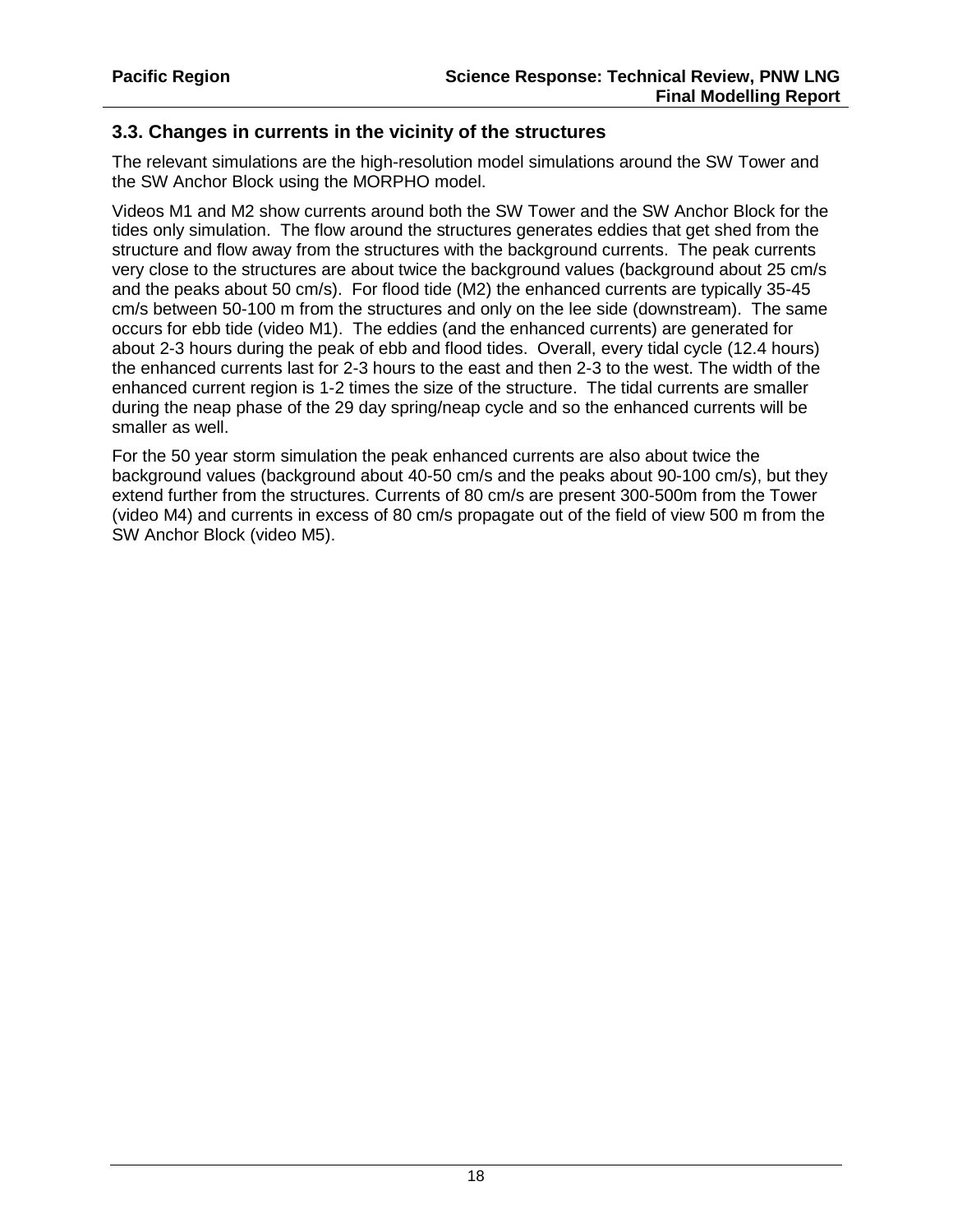## 3.3. Changes in currents in the vicinity of the structures

The relevant simulations are the high-resolution model simulations around the SW Tower and the SW Anchor Block using the MORPHO model.

Videos M1 and M2 show currents around both the SW Tower and the SW Anchor Block for the tides only simulation. The flow around the structures generates eddies that get shed from the structure and flow away from the structures with the background currents. The peak currents very close to the structures are about twice the background values (background about 25 cm/s and the peaks about 50 cm/s). For flood tide (M2) the enhanced currents are typically 35-45 cm/s between 50-100 m from the structures and only on the lee side (downstream). The same occurs for ebb tide (video M1). The eddies (and the enhanced currents) are generated for about 2-3 hours during the peak of ebb and flood tides. Overall, every tidal cycle (12.4 hours) the enhanced currents last for 2-3 hours to the east and then 2-3 to the west. The width of the enhanced current region is 1-2 times the size of the structure. The tidal currents are smaller during the neap phase of the 29 day spring/neap cycle and so the enhanced currents will be smaller as well.

For the 50 year storm simulation the peak enhanced currents are also about twice the background values (background about 40-50 cm/s and the peaks about 90-100 cm/s), but they extend further from the structures. Currents of 80 cm/s are present 300-500m from the Tower (video M4) and currents in excess of 80 cm/s propagate out of the field of view 500 m from the SW Anchor Block (video M5).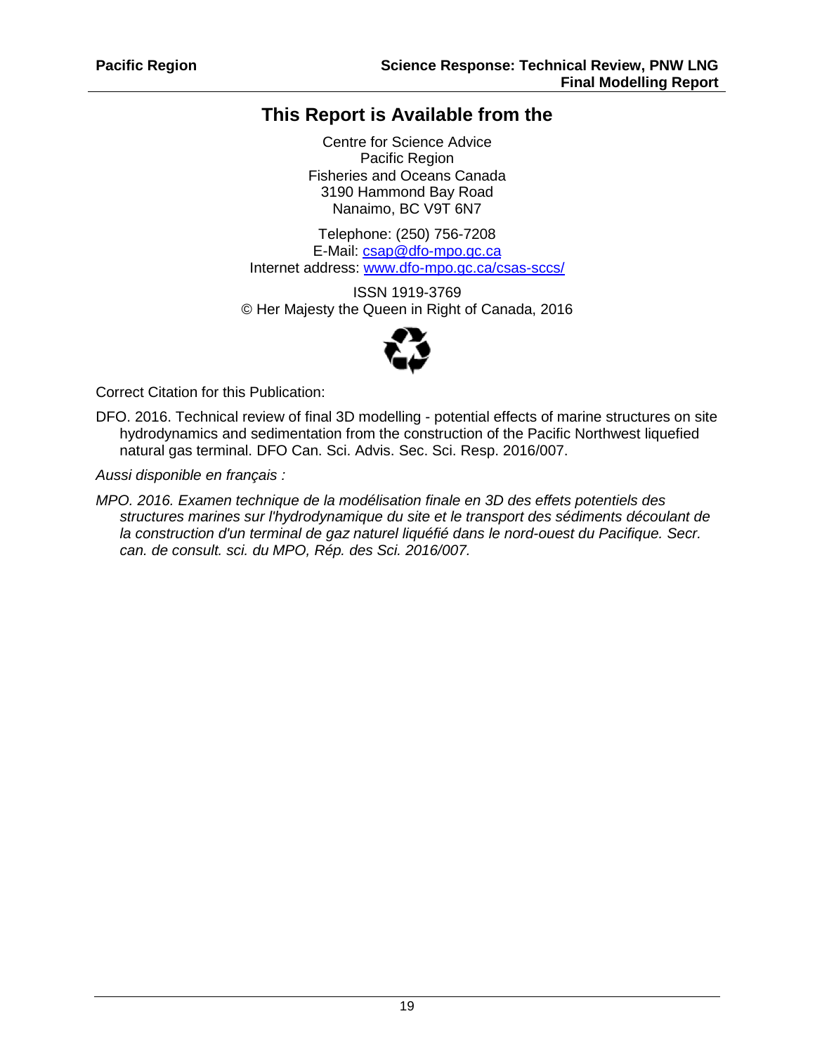## This Report is Available from the

Centre for Science Advice
Pacific Region
Fisheries and Oceans Canada
3190 Hammond Bay Road
Nanaimo, BC V9T 6N7

Telephone: (250) 756-7208
E-Mail: csap@dfo-mpo.gc.ca
Internet address: www.dfo-mpo.gc.ca/csas-sccs/

ISSN 1919-3769
© Her Majesty the Queen in Right of Canada, 2016

Correct Citation for this Publication:

DFO. 2016. Technical review of final 3D modelling - potential effects of marine structures on site hydrodynamics and sedimentation from the construction of the Pacific Northwest liquefied natural gas terminal. DFO Can. Sci. Advis. Sec. Sci. Resp. 2016/007.

*Aussi disponible en français :*

*MPO. 2016. Examen technique de la modélisation finale en 3D des effets potentiels des structures marines sur l'hydrodynamique du site et le transport des sédiments découlant de la construction d'un terminal de gaz naturel liquéfié dans le nord-ouest du Pacifique. Secr. can. de consult. sci. du MPO, Rép. des Sci. 2016/007.*